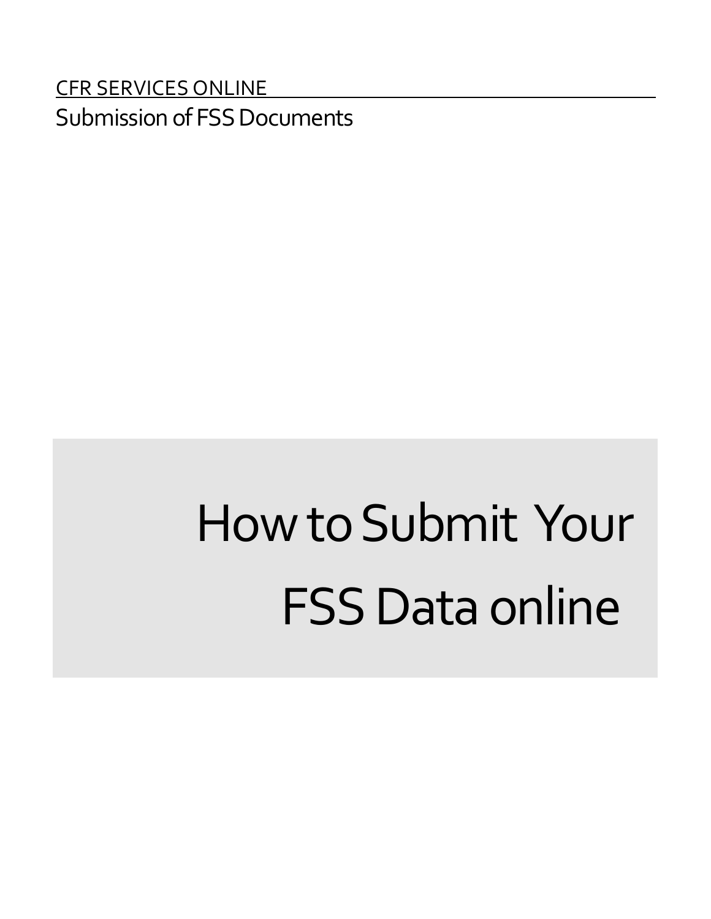CFR SERVICES ONLINE

Submission of FSS Documents

# How to Submit Your FSS Data online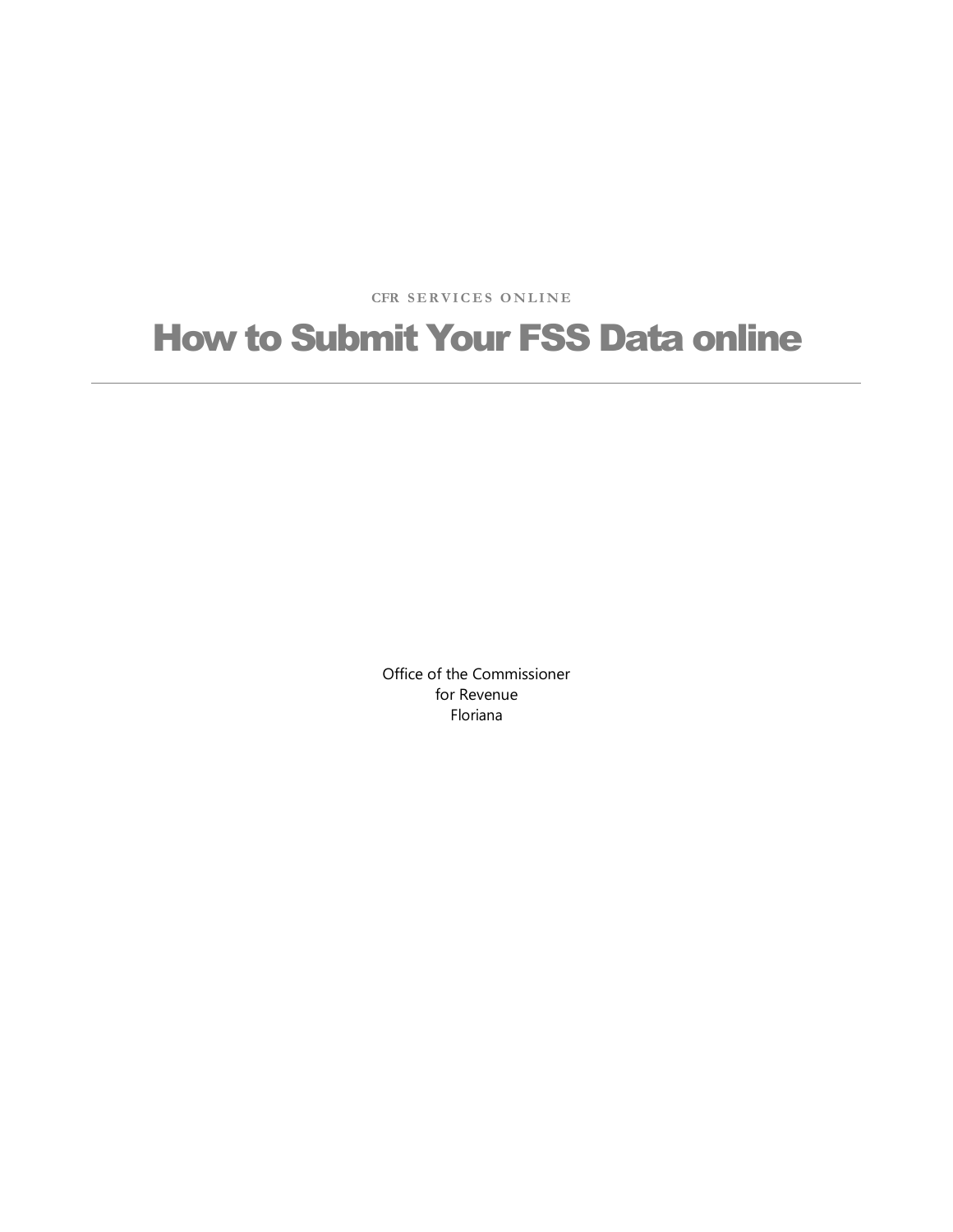CFR SERVICES ONLINE

# How to Submit Your FSS Data online

---

Office of the Commissioner
for Revenue
Floriana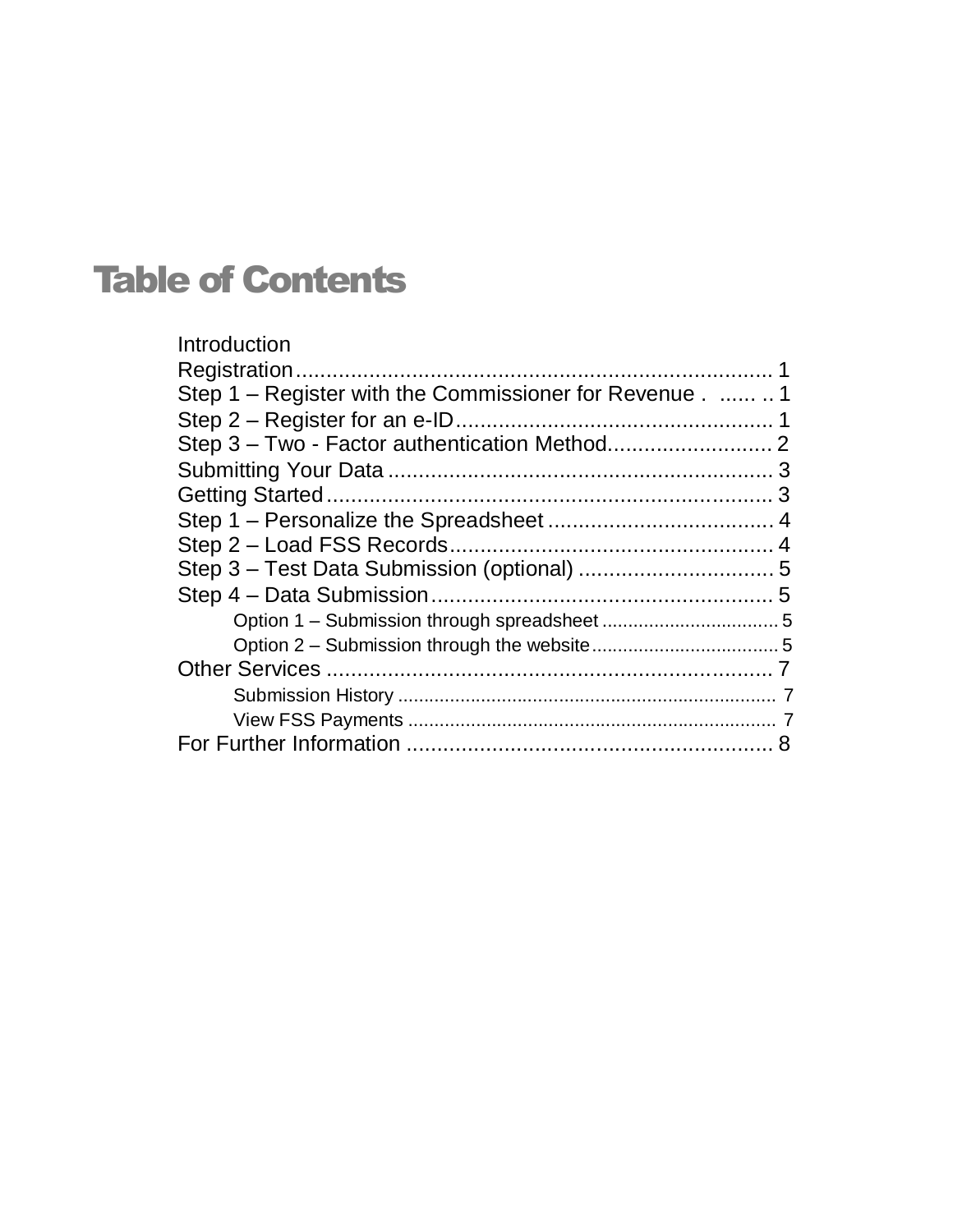# Table of Contents

Introduction
Registration................................................................................ 1
Step 1 – Register with the Commissioner for Revenue . ...... .. 1
Step 2 – Register for an e-ID..................................................... 1
Step 3 – Two - Factor authentication Method........................... 2
Submitting Your Data ................................................................ 3
Getting Started........................................................................... 3
Step 1 – Personalize the Spreadsheet ..................................... 4
Step 2 – Load FSS Records...................................................... 4
Step 3 – Test Data Submission (optional) ................................ 5
Step 4 – Data Submission......................................................... 5
    Option 1 – Submission through spreadsheet .................................. 5
    Option 2 – Submission through the website.................................... 5
Other Services ........................................................................... 7
    Submission History ......................................................................... 7
    View FSS Payments ....................................................................... 7
For Further Information ............................................................. 8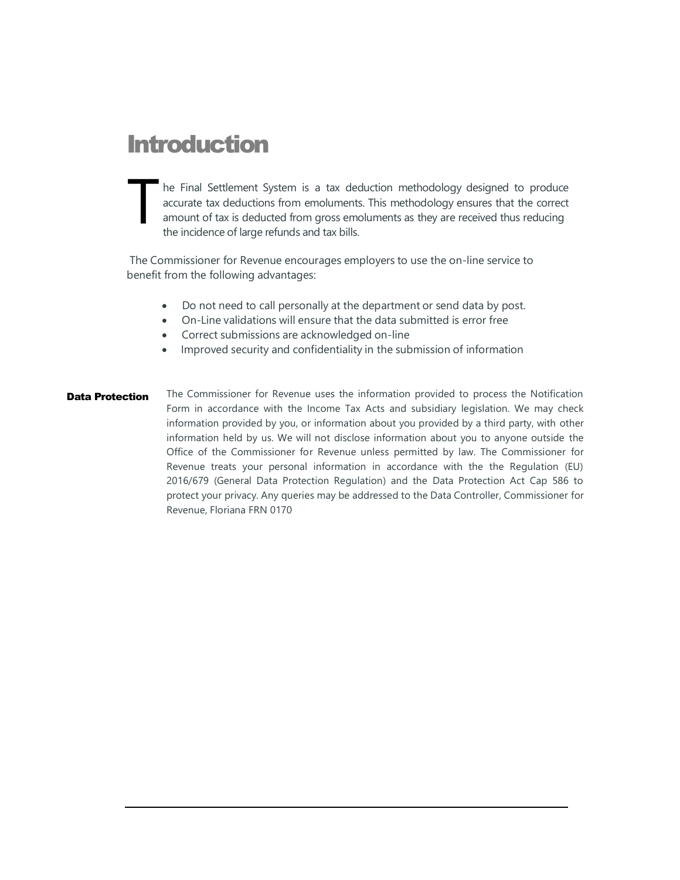# Introduction

The Final Settlement System is a tax deduction methodology designed to produce accurate tax deductions from emoluments. This methodology ensures that the correct amount of tax is deducted from gross emoluments as they are received thus reducing the incidence of large refunds and tax bills.

The Commissioner for Revenue encourages employers to use the on-line service to benefit from the following advantages:

- Do not need to call personally at the department or send data by post.
- On-Line validations will ensure that the data submitted is error free
- Correct submissions are acknowledged on-line
- Improved security and confidentiality in the submission of information

**Data Protection**

The Commissioner for Revenue uses the information provided to process the Notification Form in accordance with the Income Tax Acts and subsidiary legislation. We may check information provided by you, or information about you provided by a third party, with other information held by us. We will not disclose information about you to anyone outside the Office of the Commissioner for Revenue unless permitted by law. The Commissioner for Revenue treats your personal information in accordance with the the Regulation (EU) 2016/679 (General Data Protection Regulation) and the Data Protection Act Cap 586 to protect your privacy. Any queries may be addressed to the Data Controller, Commissioner for Revenue, Floriana FRN 0170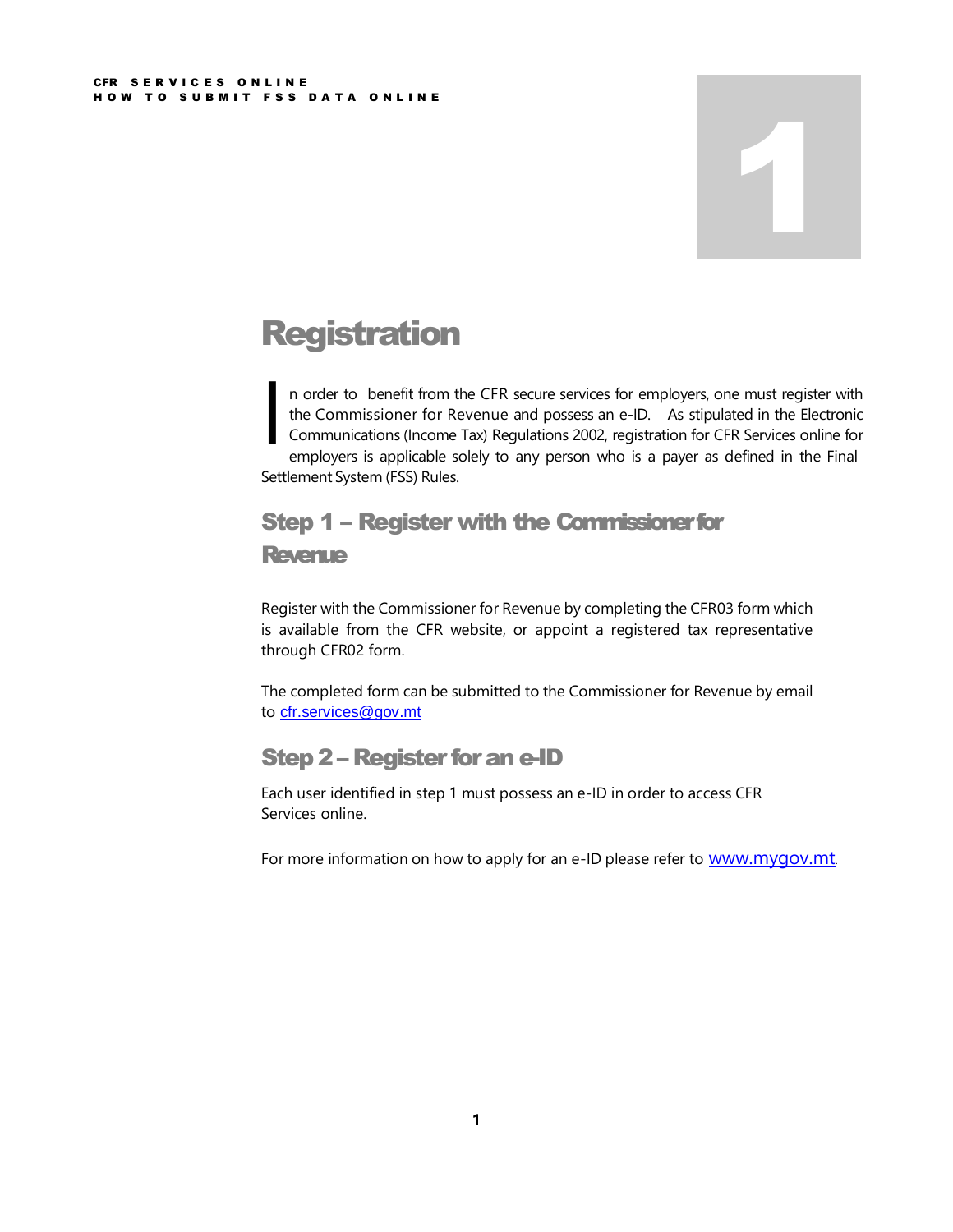# 1

# Registration

In order to benefit from the CFR secure services for employers, one must register with the Commissioner for Revenue and possess an e-ID. As stipulated in the Electronic Communications (Income Tax) Regulations 2002, registration for CFR Services online for employers is applicable solely to any person who is a payer as defined in the Final Settlement System (FSS) Rules.

## Step 1 – Register with the Commissioner for Revenue

Register with the Commissioner for Revenue by completing the CFR03 form which is available from the CFR website, or appoint a registered tax representative through CFR02 form.

The completed form can be submitted to the Commissioner for Revenue by email to cfr.services@gov.mt

## Step 2 – Register for an e-ID

Each user identified in step 1 must possess an e-ID in order to access CFR Services online.

For more information on how to apply for an e-ID please refer to www.mygov.mt.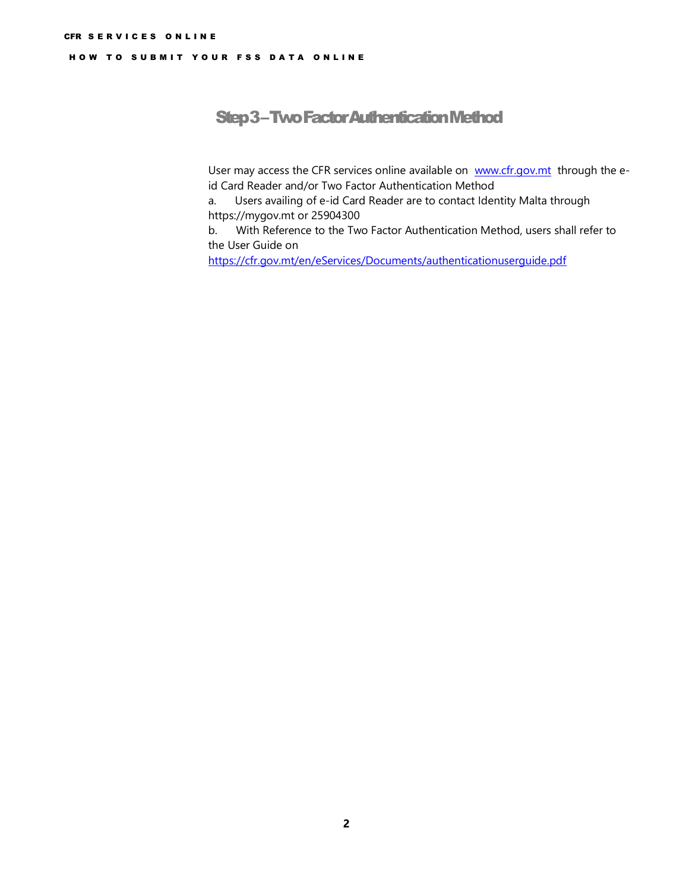## Step 3 – Two Factor Authentication Method

User may access the CFR services online available on [www.cfr.gov.mt](www.cfr.gov.mt) through the e-id Card Reader and/or Two Factor Authentication Method

a. Users availing of e-id Card Reader are to contact Identity Malta through https://mygov.mt or 25904300

b. With Reference to the Two Factor Authentication Method, users shall refer to the User Guide on [https://cfr.gov.mt/en/eServices/Documents/authenticationuserguide.pdf](https://cfr.gov.mt/en/eServices/Documents/authenticationuserguide.pdf)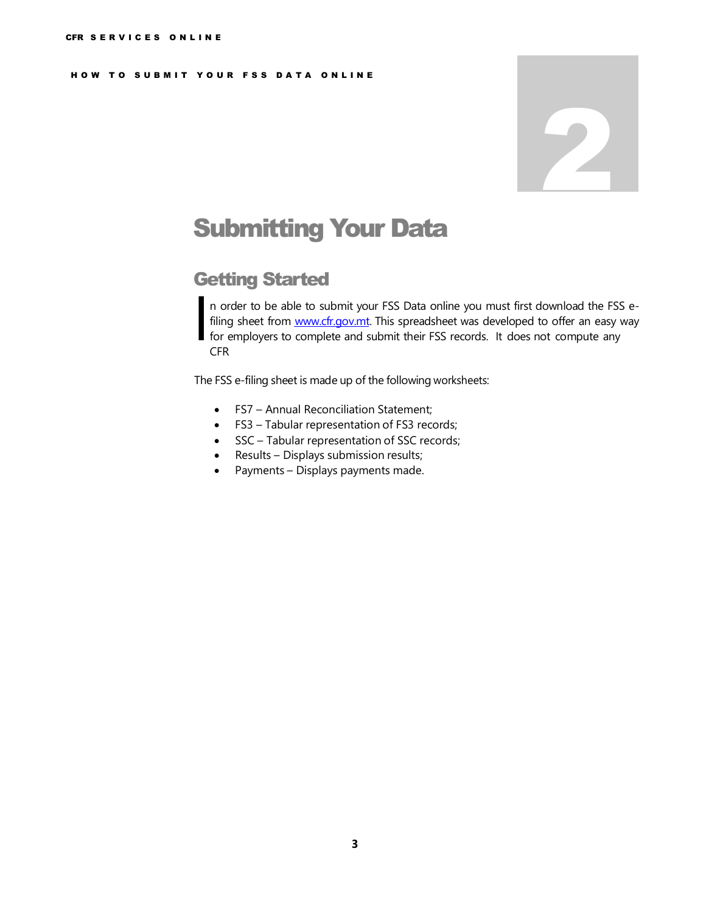# 2

# Submitting Your Data

## Getting Started

In order to be able to submit your FSS Data online you must first download the FSS e-filing sheet from [www.cfr.gov.mt](http://www.cfr.gov.mt). This spreadsheet was developed to offer an easy way for employers to complete and submit their FSS records. It does not compute any CFR

The FSS e-filing sheet is made up of the following worksheets:

- FS7 – Annual Reconciliation Statement;
- FS3 – Tabular representation of FS3 records;
- SSC – Tabular representation of SSC records;
- Results – Displays submission results;
- Payments – Displays payments made.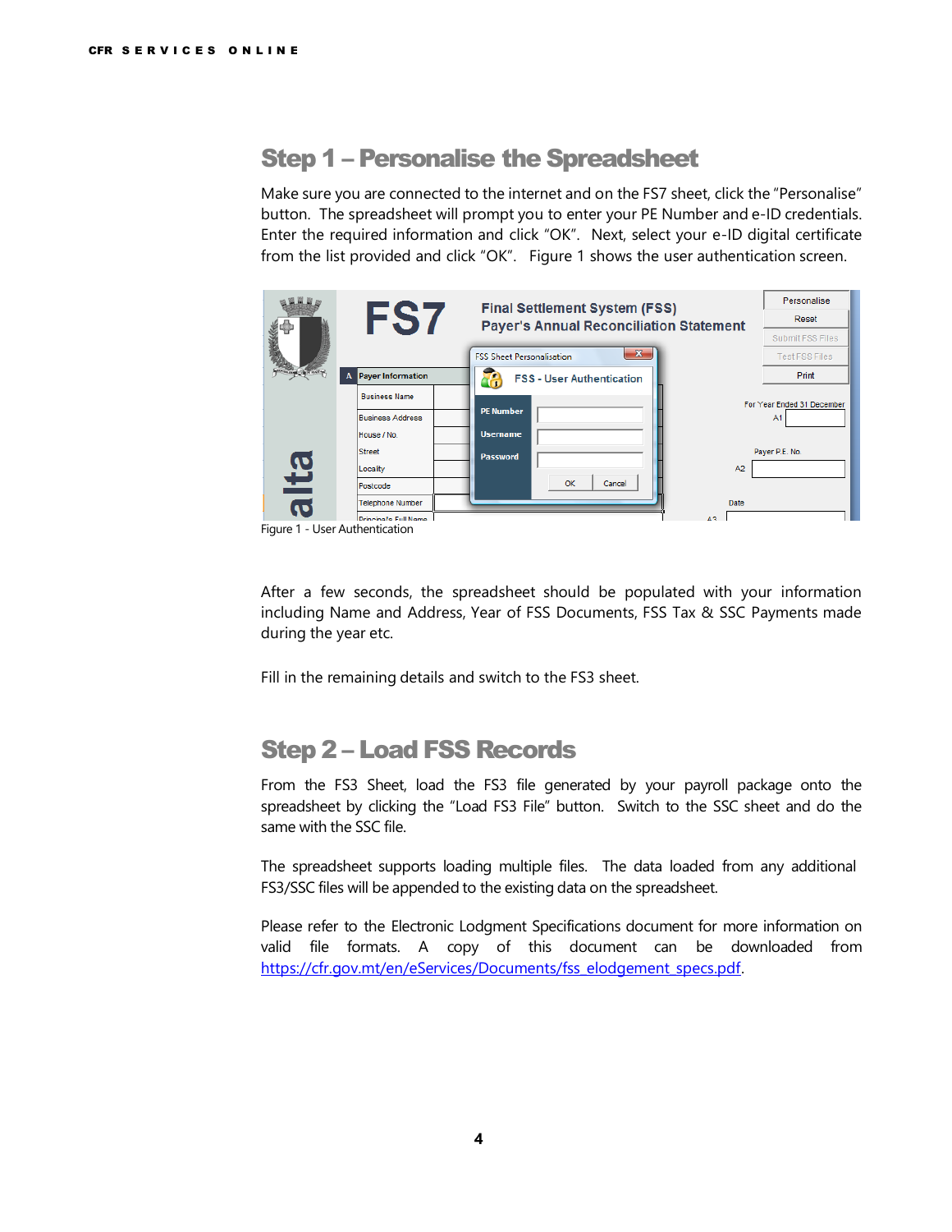## Step 1 – Personalise the Spreadsheet

Make sure you are connected to the internet and on the FS7 sheet, click the "Personalise" button. The spreadsheet will prompt you to enter your PE Number and e-ID credentials. Enter the required information and click "OK". Next, select your e-ID digital certificate from the list provided and click "OK". Figure 1 shows the user authentication screen.

Figure 1 - User Authentication

After a few seconds, the spreadsheet should be populated with your information including Name and Address, Year of FSS Documents, FSS Tax & SSC Payments made during the year etc.

Fill in the remaining details and switch to the FS3 sheet.

## Step 2 – Load FSS Records

From the FS3 Sheet, load the FS3 file generated by your payroll package onto the spreadsheet by clicking the "Load FS3 File" button. Switch to the SSC sheet and do the same with the SSC file.

The spreadsheet supports loading multiple files. The data loaded from any additional FS3/SSC files will be appended to the existing data on the spreadsheet.

Please refer to the Electronic Lodgment Specifications document for more information on valid file formats. A copy of this document can be downloaded from https://cfr.gov.mt/en/eServices/Documents/fss_elodgement_specs.pdf.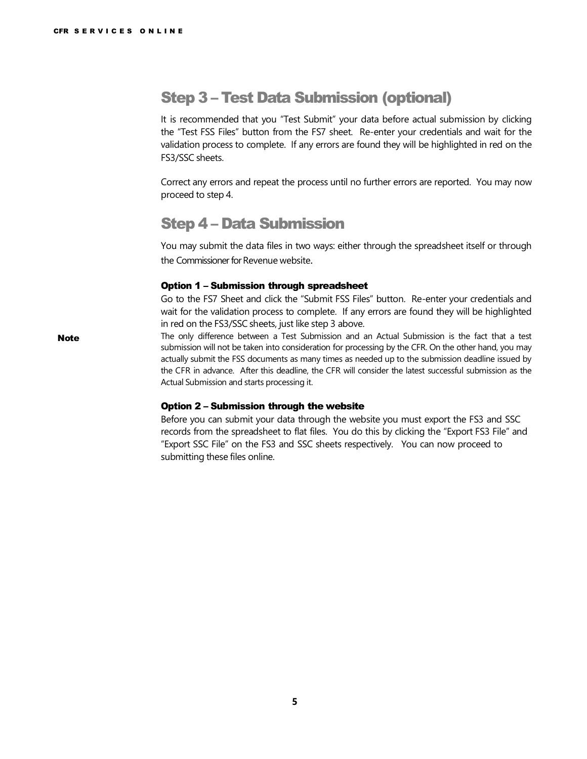## Step 3 – Test Data Submission (optional)

It is recommended that you “Test Submit” your data before actual submission by clicking the “Test FSS Files” button from the FS7 sheet. Re-enter your credentials and wait for the validation process to complete. If any errors are found they will be highlighted in red on the FS3/SSC sheets.

Correct any errors and repeat the process until no further errors are reported. You may now proceed to step 4.

## Step 4 – Data Submission

You may submit the data files in two ways: either through the spreadsheet itself or through the Commissioner for Revenue website.

### Option 1 – Submission through spreadsheet

Go to the FS7 Sheet and click the “Submit FSS Files” button. Re-enter your credentials and wait for the validation process to complete. If any errors are found they will be highlighted in red on the FS3/SSC sheets, just like step 3 above.

**Note**

The only difference between a Test Submission and an Actual Submission is the fact that a test submission will not be taken into consideration for processing by the CFR. On the other hand, you may actually submit the FSS documents as many times as needed up to the submission deadline issued by the CFR in advance. After this deadline, the CFR will consider the latest successful submission as the Actual Submission and starts processing it.

### Option 2 – Submission through the website

Before you can submit your data through the website you must export the FS3 and SSC records from the spreadsheet to flat files. You do this by clicking the “Export FS3 File” and “Export SSC File” on the FS3 and SSC sheets respectively. You can now proceed to submitting these files online.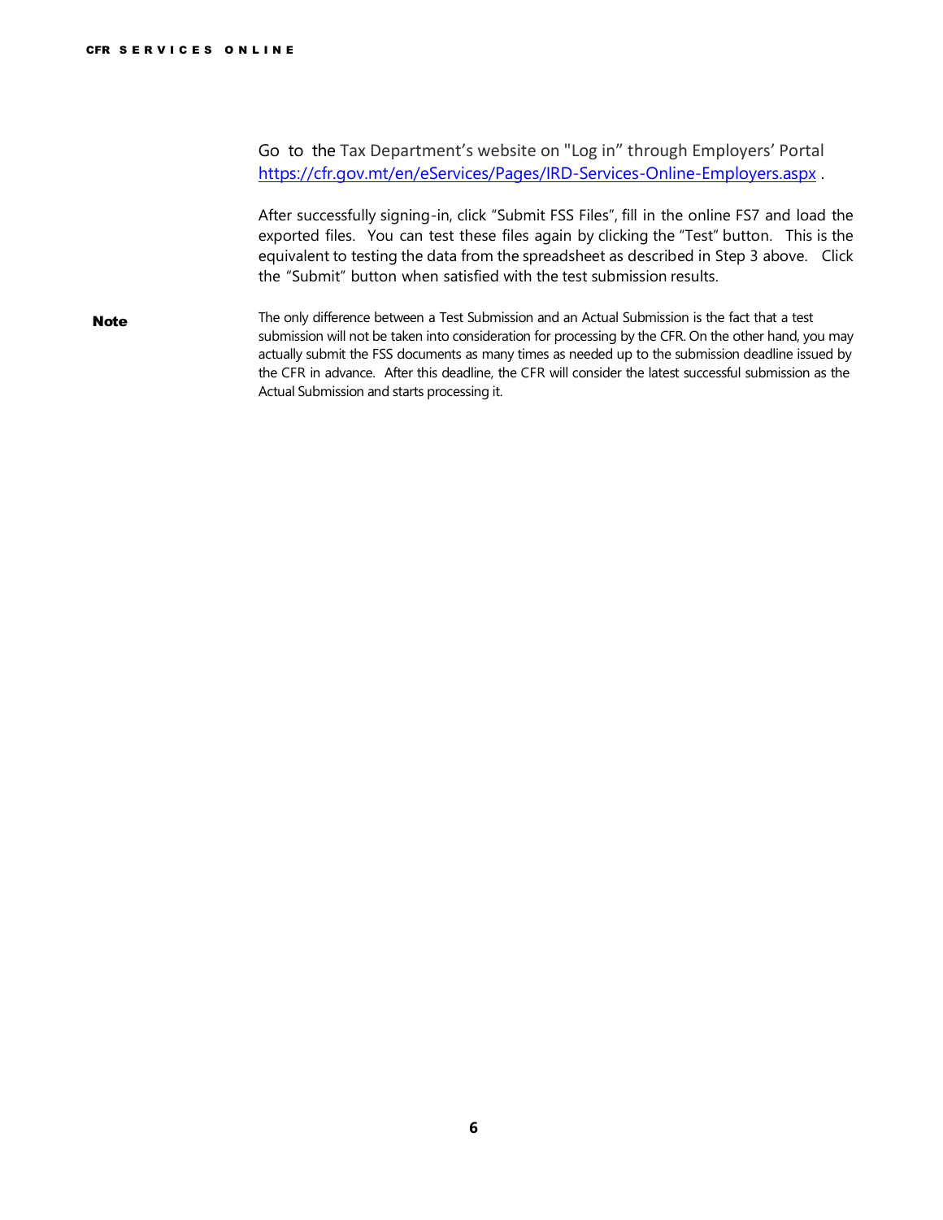Go to the Tax Department's website on "Log in" through Employers' Portal https://cfr.gov.mt/en/eServices/Pages/IRD-Services-Online-Employers.aspx .

After successfully signing-in, click "Submit FSS Files", fill in the online FS7 and load the exported files. You can test these files again by clicking the "Test" button. This is the equivalent to testing the data from the spreadsheet as described in Step 3 above. Click the "Submit" button when satisfied with the test submission results.

**Note**

The only difference between a Test Submission and an Actual Submission is the fact that a test submission will not be taken into consideration for processing by the CFR. On the other hand, you may actually submit the FSS documents as many times as needed up to the submission deadline issued by the CFR in advance. After this deadline, the CFR will consider the latest successful submission as the Actual Submission and starts processing it.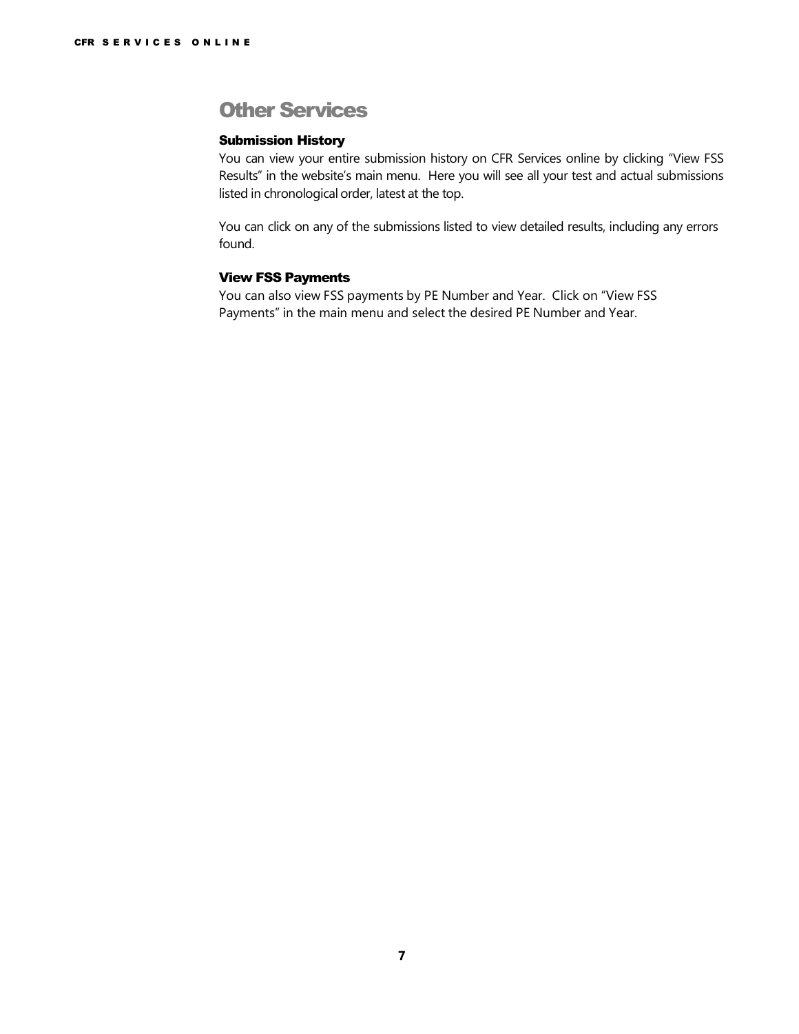# Other Services

### Submission History

You can view your entire submission history on CFR Services online by clicking "View FSS Results" in the website's main menu. Here you will see all your test and actual submissions listed in chronological order, latest at the top.

You can click on any of the submissions listed to view detailed results, including any errors found.

### View FSS Payments

You can also view FSS payments by PE Number and Year. Click on "View FSS Payments" in the main menu and select the desired PE Number and Year.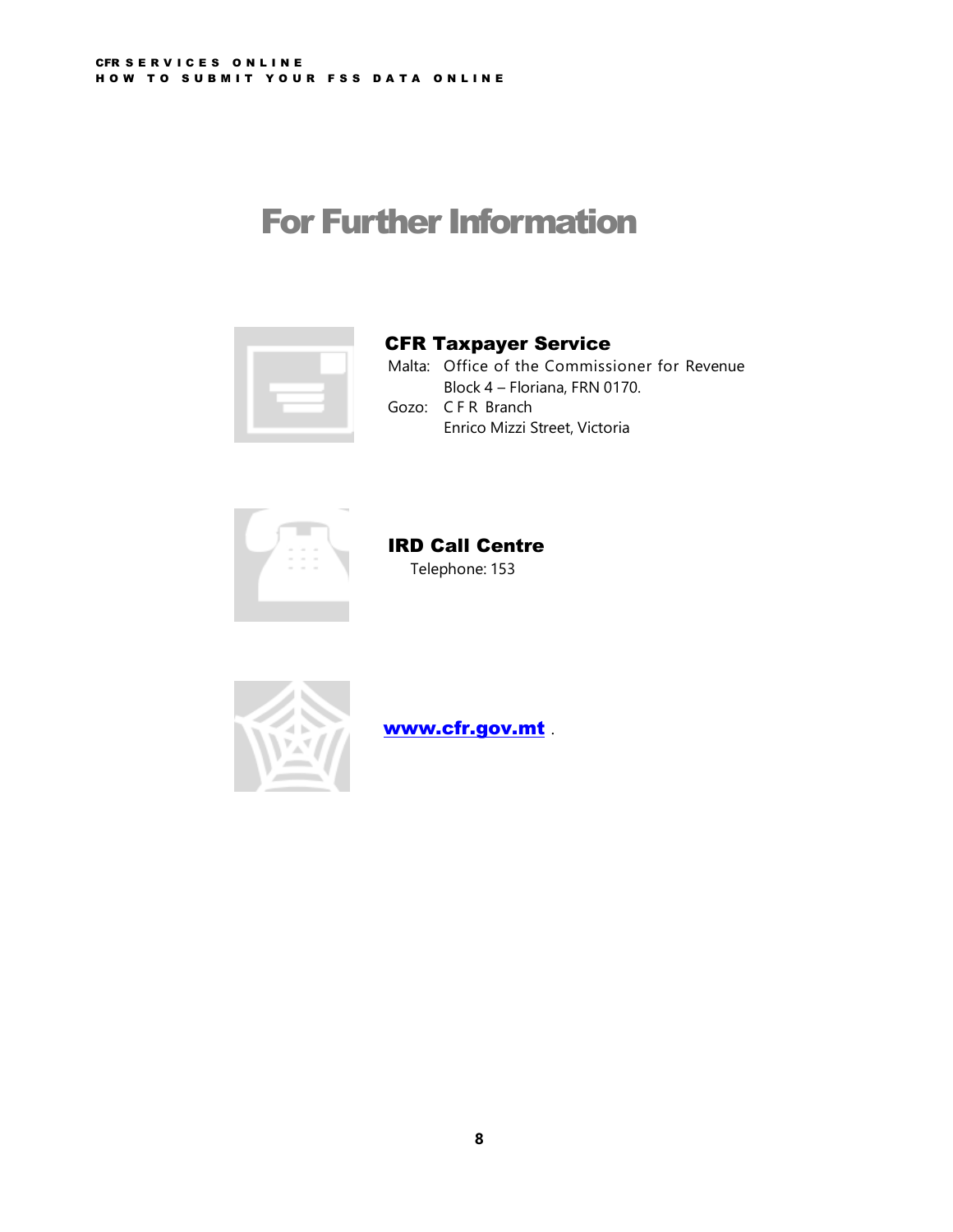# For Further Information

## CFR Taxpayer Service

Malta: Office of the Commissioner for Revenue
Block 4 – Floriana, FRN 0170.

Gozo: C F R Branch
Enrico Mizzi Street, Victoria

## IRD Call Centre

Telephone: 153

**[www.cfr.gov.mt](http://www.cfr.gov.mt)** .